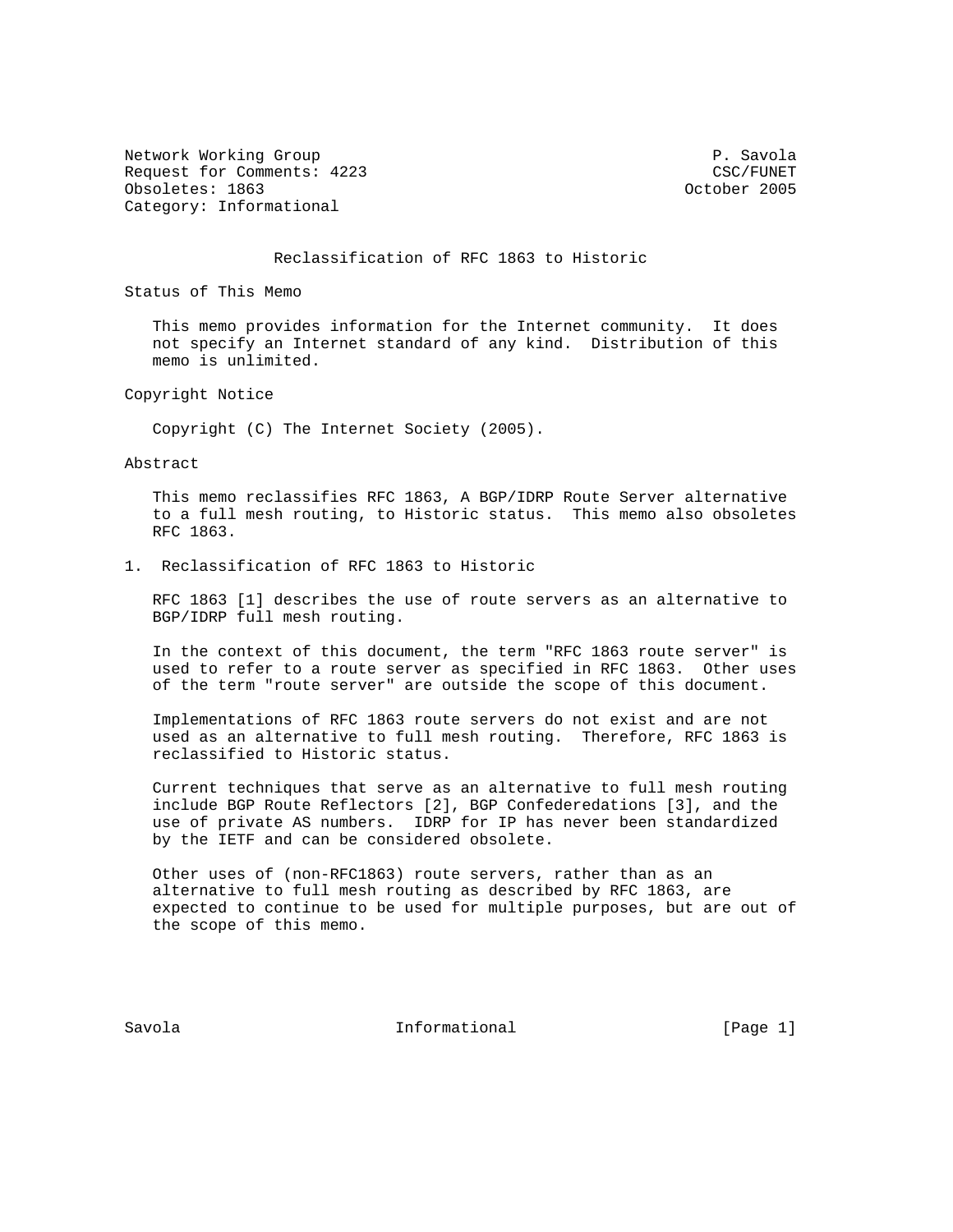Network Working Group P. Savola
Request for Comments: 4223 CSC/FUNET
Obsoletes: 1863 October 2005
Category: Informational

# Reclassification of RFC 1863 to Historic

## Status of This Memo

This memo provides information for the Internet community. It does not specify an Internet standard of any kind. Distribution of this memo is unlimited.

## Copyright Notice

Copyright (C) The Internet Society (2005).

## Abstract

This memo reclassifies RFC 1863, A BGP/IDRP Route Server alternative to a full mesh routing, to Historic status. This memo also obsoletes RFC 1863.

## 1. Reclassification of RFC 1863 to Historic

RFC 1863 [1] describes the use of route servers as an alternative to BGP/IDRP full mesh routing.

In the context of this document, the term "RFC 1863 route server" is used to refer to a route server as specified in RFC 1863. Other uses of the term "route server" are outside the scope of this document.

Implementations of RFC 1863 route servers do not exist and are not used as an alternative to full mesh routing. Therefore, RFC 1863 is reclassified to Historic status.

Current techniques that serve as an alternative to full mesh routing include BGP Route Reflectors [2], BGP Confederedations [3], and the use of private AS numbers. IDRP for IP has never been standardized by the IETF and can be considered obsolete.

Other uses of (non-RFC1863) route servers, rather than as an alternative to full mesh routing as described by RFC 1863, are expected to continue to be used for multiple purposes, but are out of the scope of this memo.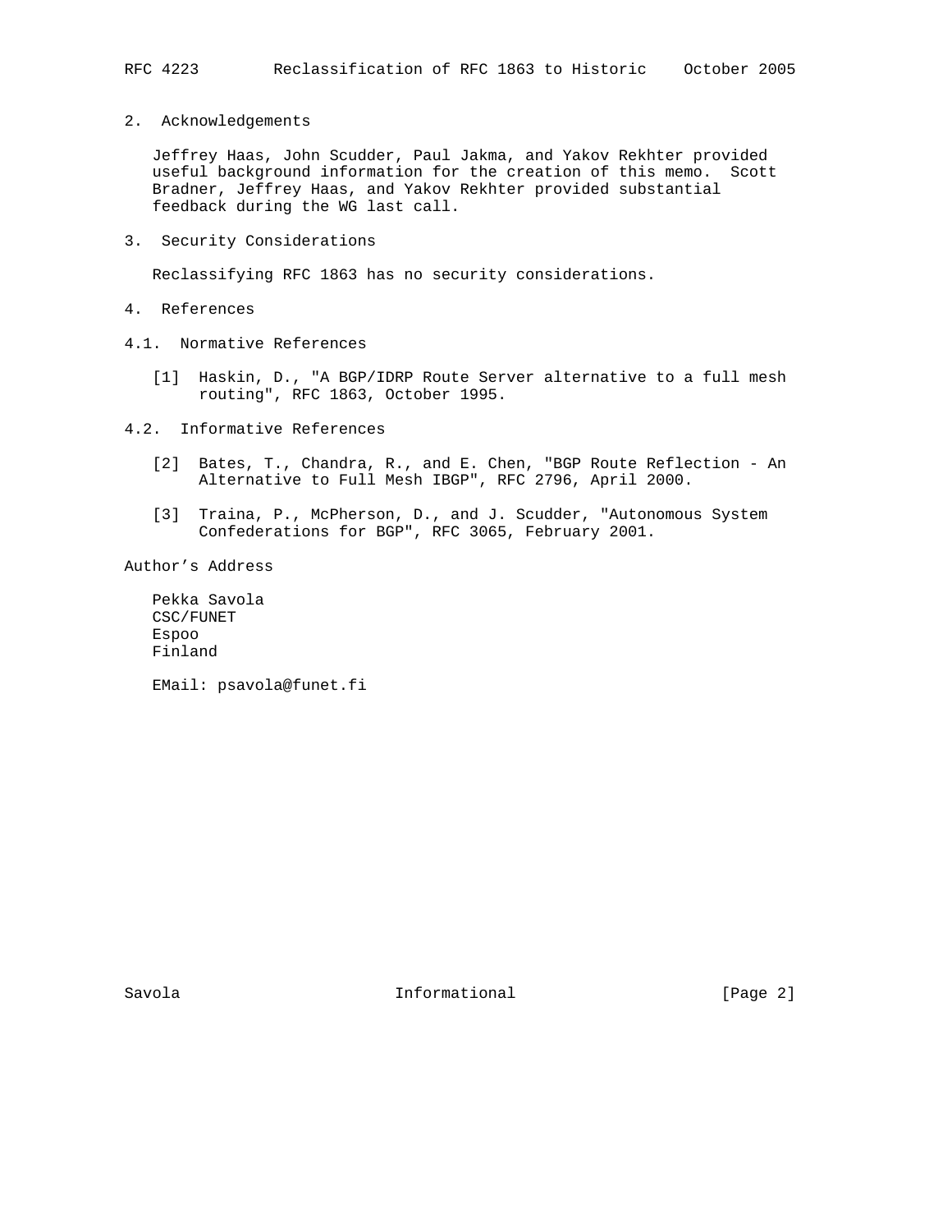## 2. Acknowledgements

Jeffrey Haas, John Scudder, Paul Jakma, and Yakov Rekhter provided useful background information for the creation of this memo. Scott Bradner, Jeffrey Haas, and Yakov Rekhter provided substantial feedback during the WG last call.

## 3. Security Considerations

Reclassifying RFC 1863 has no security considerations.

## 4. References

### 4.1. Normative References

[1] Haskin, D., "A BGP/IDRP Route Server alternative to a full mesh routing", RFC 1863, October 1995.

### 4.2. Informative References

[2] Bates, T., Chandra, R., and E. Chen, "BGP Route Reflection - An Alternative to Full Mesh IBGP", RFC 2796, April 2000.

[3] Traina, P., McPherson, D., and J. Scudder, "Autonomous System Confederations for BGP", RFC 3065, February 2001.

## Author's Address

Pekka Savola
CSC/FUNET
Espoo
Finland

EMail: psavola@funet.fi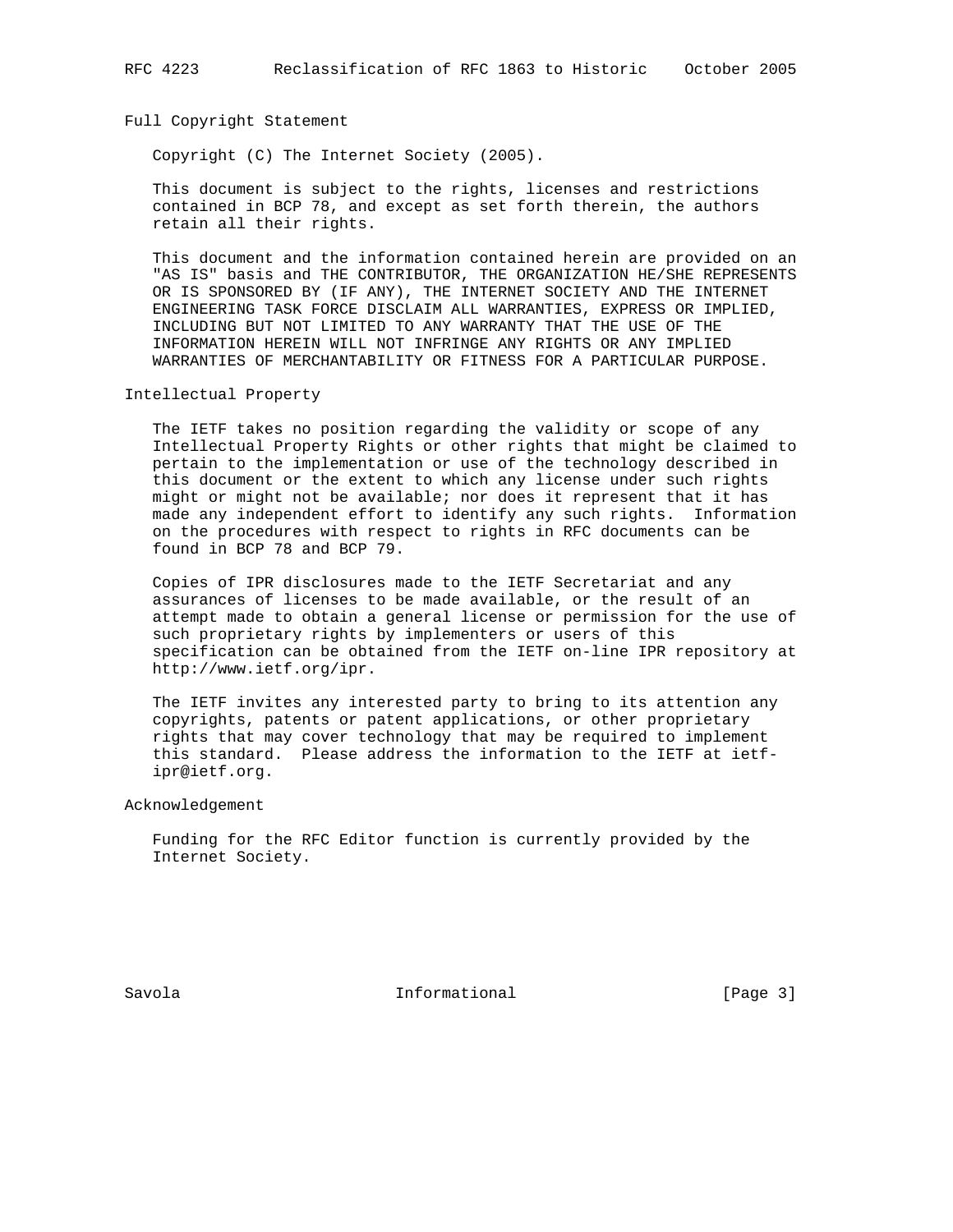## Full Copyright Statement

Copyright (C) The Internet Society (2005).

This document is subject to the rights, licenses and restrictions contained in BCP 78, and except as set forth therein, the authors retain all their rights.

This document and the information contained herein are provided on an "AS IS" basis and THE CONTRIBUTOR, THE ORGANIZATION HE/SHE REPRESENTS OR IS SPONSORED BY (IF ANY), THE INTERNET SOCIETY AND THE INTERNET ENGINEERING TASK FORCE DISCLAIM ALL WARRANTIES, EXPRESS OR IMPLIED, INCLUDING BUT NOT LIMITED TO ANY WARRANTY THAT THE USE OF THE INFORMATION HEREIN WILL NOT INFRINGE ANY RIGHTS OR ANY IMPLIED WARRANTIES OF MERCHANTABILITY OR FITNESS FOR A PARTICULAR PURPOSE.

## Intellectual Property

The IETF takes no position regarding the validity or scope of any Intellectual Property Rights or other rights that might be claimed to pertain to the implementation or use of the technology described in this document or the extent to which any license under such rights might or might not be available; nor does it represent that it has made any independent effort to identify any such rights. Information on the procedures with respect to rights in RFC documents can be found in BCP 78 and BCP 79.

Copies of IPR disclosures made to the IETF Secretariat and any assurances of licenses to be made available, or the result of an attempt made to obtain a general license or permission for the use of such proprietary rights by implementers or users of this specification can be obtained from the IETF on-line IPR repository at http://www.ietf.org/ipr.

The IETF invites any interested party to bring to its attention any copyrights, patents or patent applications, or other proprietary rights that may cover technology that may be required to implement this standard. Please address the information to the IETF at ietf-ipr@ietf.org.

## Acknowledgement

Funding for the RFC Editor function is currently provided by the Internet Society.